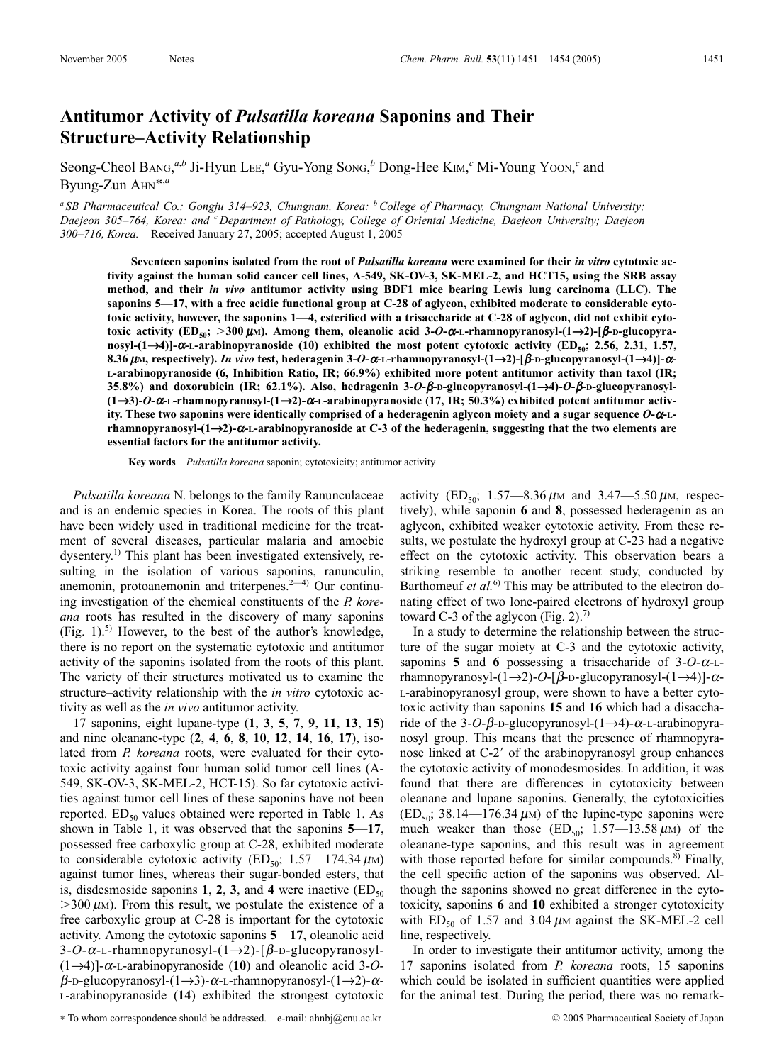# Antitumor Activity of *Pulsatilla koreana* Saponins and Their Structure–Activity Relationship

Seong-Cheol BANG,[a,b] Ji-Hyun LEE,[a] Gyu-Yong SONG,[b] Dong-Hee KIM,[c] Mi-Young YOON,[c] and Byung-Zun AHN*,[a]

[a] SB Pharmaceutical Co.; Gongju 314–923, Chungnam, Korea: [b] College of Pharmacy, Chungnam National University; Daejeon 305–764, Korea: and [c] Department of Pathology, College of Oriental Medicine, Daejeon University; Daejeon 300–716, Korea. Received January 27, 2005; accepted August 1, 2005

**Seventeen saponins isolated from the root of *Pulsatilla koreana* were examined for their *in vitro* cytotoxic activity against the human solid cancer cell lines, A-549, SK-OV-3, SK-MEL-2, and HCT15, using the SRB assay method, and their *in vivo* antitumor activity using BDF1 mice bearing Lewis lung carcinoma (LLC). The saponins 5—17, with a free acidic functional group at C-28 of aglycon, exhibited moderate to considerable cytotoxic activity, however, the saponins 1—4, esterified with a trisaccharide at C-28 of aglycon, did not exhibit cytotoxic activity ($ED_{50}$; >300 $\mu$M). Among them, oleanolic acid 3-*O*-$\alpha$-L-rhamnopyranosyl-(1→2)-[$\beta$-D-glucopyranosyl-(1→4)]-$\alpha$-L-arabinopyranoside (10) exhibited the most potent cytotoxic activity ($ED_{50}$; 2.56, 2.31, 1.57, 8.36 $\mu$M, respectively). *In vivo* test, hederagenin 3-*O*-$\alpha$-L-rhamnopyranosyl-(1→2)-[$\beta$-D-glucopyranosyl-(1→4)]-$\alpha$-L-arabinopyranoside (6, Inhibition Ratio, IR; 66.9%) exhibited more potent antitumor activity than taxol (IR; 35.8%) and doxorubicin (IR; 62.1%). Also, hedragenin 3-*O*-$\beta$-D-glucopyranosyl-(1→4)-*O*-$\beta$-D-glucopyranosyl-(1→3)-*O*-$\alpha$-L-rhamnopyranosyl-(1→2)-$\alpha$-L-arabinopyranoside (17, IR; 50.3%) exhibited potent antitumor activity. These two saponins were identically comprised of a hederagenin aglycon moiety and a sugar sequence *O*-$\alpha$-L-rhamnopyranosyl-(1→2)-$\alpha$-L-arabinopyranoside at C-3 of the hederagenin, suggesting that the two elements are essential factors for the antitumor activity.**

**Key words** *Pulsatilla koreana* saponin; cytotoxicity; antitumor activity

*Pulsatilla koreana* N. belongs to the family Ranunculaceae and is an endemic species in Korea. The roots of this plant have been widely used in traditional medicine for the treatment of several diseases, particular malaria and amoebic dysentery.[1] This plant has been investigated extensively, resulting in the isolation of various saponins, ranunculin, anemonin, protoanemonin and triterpenes.[2—4] Our continuing investigation of the chemical constituents of the *P. koreana* roots has resulted in the discovery of many saponins (Fig. 1).[5] However, to the best of the author's knowledge, there is no report on the systematic cytotoxic and antitumor activity of the saponins isolated from the roots of this plant. The variety of their structures motivated us to examine the structure–activity relationship with the *in vitro* cytotoxic activity as well as the *in vivo* antitumor activity.

17 saponins, eight lupane-type (**1**, **3**, **5**, **7**, **9**, **11**, **13**, **15**) and nine oleanane-type (**2**, **4**, **6**, **8**, **10**, **12**, **14**, **16**, **17**), isolated from *P. koreana* roots, were evaluated for their cytotoxic activity against four human solid tumor cell lines (A-549, SK-OV-3, SK-MEL-2, HCT-15). So far cytotoxic activities against tumor cell lines of these saponins have not been reported. $ED_{50}$ values obtained were reported in Table 1. As shown in Table 1, it was observed that the saponins **5**—**17**, possessed free carboxylic group at C-28, exhibited moderate to considerable cytotoxic activity ($ED_{50}$; 1.57—174.34 $\mu$M) against tumor lines, whereas their sugar-bonded esters, that is, disdesmoside saponins **1**, **2**, **3**, and **4** were inactive ($ED_{50}$ >300 $\mu$M). From this result, we postulate the existence of a free carboxylic group at C-28 is important for the cytotoxic activity. Among the cytotoxic saponins **5**—**17**, oleanolic acid 3-*O*-$\alpha$-L-rhamnopyranosyl-(1→2)-[$\beta$-D-glucopyranosyl-(1→4)]-$\alpha$-L-arabinopyranoside (**10**) and oleanolic acid 3-*O*-$\beta$-D-glucopyranosyl-(1→3)-$\alpha$-L-rhamnopyranosyl-(1→2)-$\alpha$-L-arabinopyranoside (**14**) exhibited the strongest cytotoxic activity ($ED_{50}$; 1.57—8.36 $\mu$M and 3.47—5.50 $\mu$M, respectively), while saponin **6** and **8**, possessed hederagenin as an aglycon, exhibited weaker cytotoxic activity. From these results, we postulate the hydroxyl group at C-23 had a negative effect on the cytotoxic activity. This observation bears a striking resemble to another recent study, conducted by Barthomeuf *et al.*[6] This may be attributed to the electron donating effect of two lone-paired electrons of hydroxyl group toward C-3 of the aglycon (Fig. 2).[7]

In a study to determine the relationship between the structure of the sugar moiety at C-3 and the cytotoxic activity, saponins **5** and **6** possessing a trisaccharide of 3-*O*-$\alpha$-L-rhamnopyranosyl-(1→2)-*O*-[$\beta$-D-glucopyranosyl-(1→4)]-$\alpha$-L-arabinopyranosyl group, were shown to have a better cytotoxic activity than saponins **15** and **16** which had a disaccharide of the 3-*O*-$\beta$-D-glucopyranosyl-(1→4)-$\alpha$-L-arabinopyranosyl group. This means that the presence of rhamnopyranose linked at C-2′ of the arabinopyranosyl group enhances the cytotoxic activity of monodesmosides. In addition, it was found that there are differences in cytotoxicity between oleanane and lupane saponins. Generally, the cytotoxicities ($ED_{50}$; 38.14—176.34 $\mu$M) of the lupine-type saponins were much weaker than those ($ED_{50}$; 1.57—13.58 $\mu$M) of the oleanane-type saponins, and this result was in agreement with those reported before for similar compounds.[8] Finally, the cell specific action of the saponins was observed. Although the saponins showed no great difference in the cytotoxicity, saponins **6** and **10** exhibited a stronger cytotoxicity with $ED_{50}$ of 1.57 and 3.04 $\mu$M against the SK-MEL-2 cell line, respectively.

In order to investigate their antitumor activity, among the 17 saponins isolated from *P. koreana* roots, 15 saponins which could be isolated in sufficient quantities were applied for the animal test. During the period, there was no remark-

\* To whom correspondence should be addressed. e-mail: ahnbj@cnu.ac.kr

© 2005 Pharmaceutical Society of Japan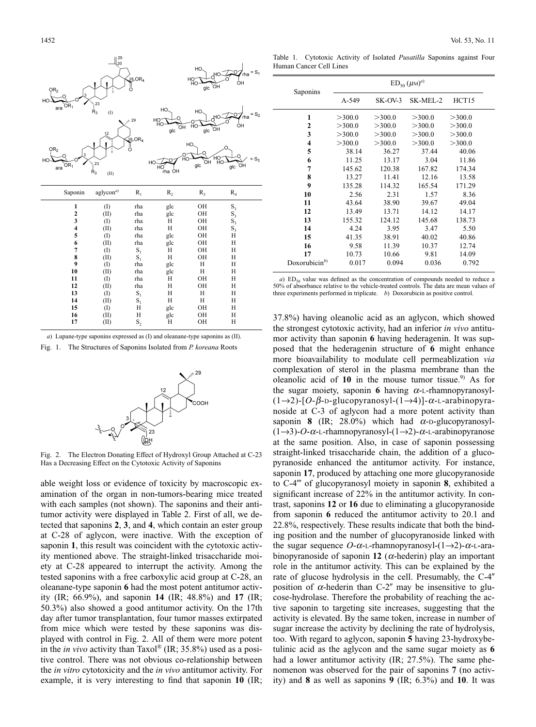| Saponin | aglycon[a] | $R_1$ | $R_2$ | $R_3$ | $R_4$ |
|---|---|---|---|---|---|
| 1 | (I) | rha | glc | OH | $S_3$ |
| 2 | (II) | rha | glc | OH | $S_3$ |
| 3 | (I) | rha | H | OH | $S_3$ |
| 4 | (II) | rha | H | OH | $S_3$ |
| 5 | (I) | rha | glc | OH | H |
| 6 | (II) | rha | glc | OH | H |
| 7 | (I) | $S_1$ | H | OH | H |
| 8 | (II) | $S_1$ | H | OH | H |
| 9 | (I) | rha | glc | H | H |
| 10 | (II) | rha | glc | H | H |
| 11 | (I) | rha | H | OH | H |
| 12 | (II) | rha | H | OH | H |
| 13 | (I) | $S_1$ | H | H | H |
| 14 | (II) | $S_1$ | H | H | H |
| 15 | (I) | H | glc | OH | H |
| 16 | (II) | H | glc | OH | H |
| 17 | (II) | $S_2$ | H | OH | H |

*a*) Lupane-type saponins expressed as (I) and oleanane-type saponins as (II).

Fig. 1. The Structures of Saponins Isolated from *P. koreana* Roots

Fig. 2. The Electron Donating Effect of Hydroxyl Group Attached at C-23 Has a Decreasing Effect on the Cytotoxic Activity of Saponins

able weight loss or evidence of toxicity by macroscopic examination of the organ in non-tumors-bearing mice treated with each samples (not shown). The saponins and their antitumor activity were displayed in Table 2. First of all, we detected that saponins **2**, **3**, and **4**, which contain an ester group at C-28 of aglycon, were inactive. With the exception of saponin **1**, this result was coincident with the cytotoxic activity mentioned above. The straight-linked trisaccharide moiety at C-28 appeared to interrupt the activity. Among the tested saponins with a free carboxylic acid group at C-28, an oleanane-type saponin **6** had the most potent antitumor activity (IR; 66.9%), and saponin **14** (IR; 48.8%) and **17** (IR; 50.3%) also showed a good antitumor activity. On the 17th day after tumor transplantation, four tumor masses extirpated from mice which were tested by these saponins was displayed with control in Fig. 2. All of them were more potent in the *in vivo* activity than Taxol® (IR; 35.8%) used as a positive control. There was not obvious co-relationship between the *in vitro* cytotoxicity and the *in vivo* antitumor activity. For example, it is very interesting to find that saponin **10** (IR;

Table 1. Cytotoxic Activity of Isolated *Pusatilla* Saponins against Four Human Cancer Cell Lines

| Saponins | $ED_{50}$ ($\mu$M)[a] | | | |
|---|---|---|---|---|
| | A-549 | SK-OV-3 | SK-MEL-2 | HCT15 |
| 1 | >300.0 | >300.0 | >300.0 | >300.0 |
| 2 | >300.0 | >300.0 | >300.0 | >300.0 |
| 3 | >300.0 | >300.0 | >300.0 | >300.0 |
| 4 | >300.0 | >300.0 | >300.0 | >300.0 |
| 5 | 38.14 | 36.27 | 37.44 | 40.06 |
| 6 | 11.25 | 13.17 | 3.04 | 11.86 |
| 7 | 145.62 | 120.38 | 167.82 | 174.34 |
| 8 | 13.27 | 11.41 | 12.16 | 13.58 |
| 9 | 135.28 | 114.32 | 165.54 | 171.29 |
| 10 | 2.56 | 2.31 | 1.57 | 8.36 |
| 11 | 43.64 | 38.90 | 39.67 | 49.04 |
| 12 | 13.49 | 13.71 | 14.12 | 14.17 |
| 13 | 155.32 | 124.12 | 145.68 | 138.73 |
| 14 | 4.24 | 3.95 | 3.47 | 5.50 |
| 15 | 41.35 | 38.91 | 40.02 | 40.86 |
| 16 | 9.58 | 11.39 | 10.37 | 12.74 |
| 17 | 10.73 | 10.66 | 9.81 | 14.09 |
| Doxorubicin[b] | 0.017 | 0.094 | 0.036 | 0.792 |

*a*) $ED_{50}$ value was defined as the concentration of compounds needed to reduce a 50% of absorbance relative to the vehicle-treated controls. The data are mean values of three experiments performed in triplicate. *b*) Doxorubicin as positive control.

37.8%) having oleanolic acid as an aglycon, which showed the strongest cytotoxic activity, had an inferior *in vivo* antitumor activity than saponin **6** having hederagenin. It was supposed that the hederagenin structure of **6** might enhance more bioavailability to modulate cell permeablization *via* complexation of sterol in the plasma membrane than the oleanolic acid of **10** in the mouse tumor tissue.[9] As for the sugar moiety, saponin **6** having $\alpha$-L-rhamnopyranosyl-(1→2)-[*O*-$\beta$-D-glucopyranosyl-(1→4)]-$\alpha$-L-arabinopyranoside at C-3 of aglycon had a more potent activity than saponin **8** (IR; 28.0%) which had $\alpha$-D-glucopyranosyl-(1→3)-*O*-$\alpha$-L-rhamnopyranosyl-(1→2)-$\alpha$-L-arabinopyranose at the same position. Also, in case of saponin possessing straight-linked trisaccharide chain, the addition of a glucopyranoside enhanced the antitumor activity. For instance, saponin **17**, produced by attaching one more glucopyranoside to C-4‴ of glucopyranosyl moiety in saponin **8**, exhibited a significant increase of 22% in the antitumor activity. In contrast, saponins **12** or **16** due to eliminating a glucopyranoside from saponin **6** reduced the antitumor activity to 20.1 and 22.8%, respectively. These results indicate that both the binding position and the number of glucopyranoside linked with the sugar sequence *O*-$\alpha$-L-rhamnopyranosyl-(1→2)-$\alpha$-L-arabinopyranoside of saponin **12** ($\alpha$-hederin) play an important role in the antitumor activity. This can be explained by the rate of glucose hydrolysis in the cell. Presumably, the C-4″ position of $\alpha$-hederin than C-2″ may be insensitive to glucose-hydrolase. Therefore the probability of reaching the active saponin to targeting site increases, suggesting that the activity is elevated. By the same token, increase in number of sugar increase the activity by declining the rate of hydrolysis, too. With regard to aglycon, saponin **5** having 23-hydroxybetulinic acid as the aglycon and the same sugar moiety as **6** had a lower antitumor activity (IR; 27.5%). The same phenomenon was observed for the pair of saponins **7** (no activity) and **8** as well as saponins **9** (IR; 6.3%) and **10**. It was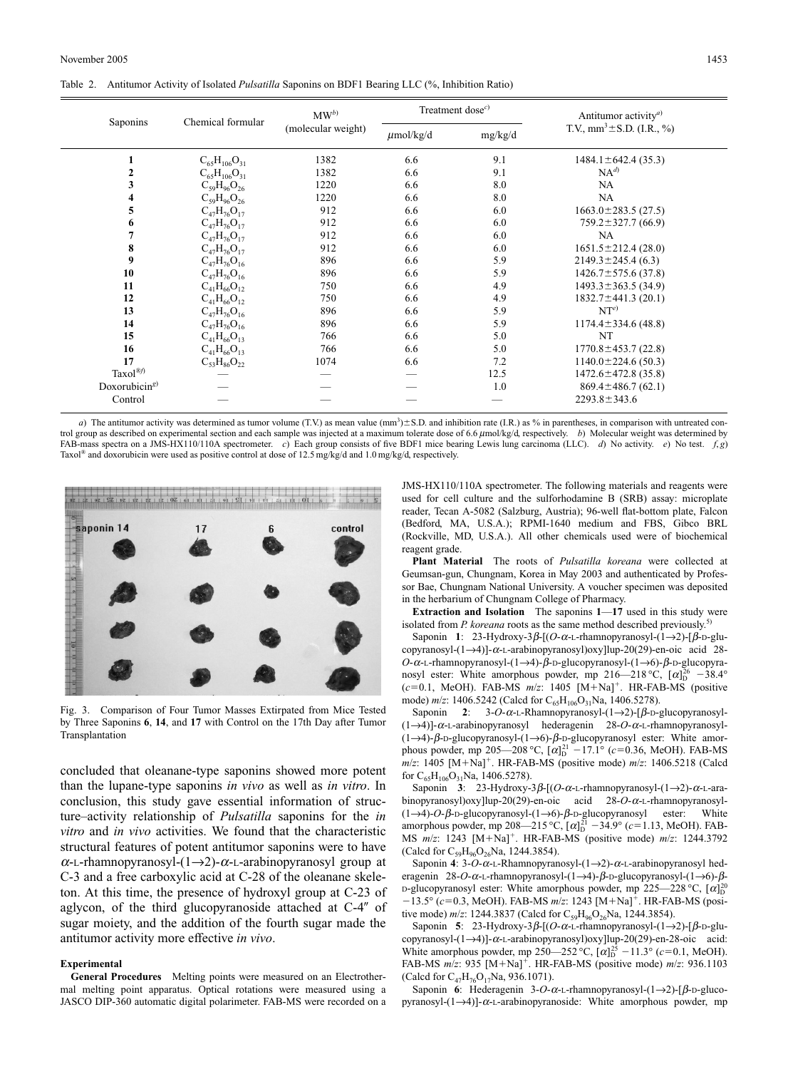Table 2. Antitumor Activity of Isolated *Pulsatilla* Saponins on BDF1 Bearing LLC (%, Inhibition Ratio)

| Saponins | Chemical formular | MW[b] (molecular weight) | Treatment dose[c] | | Antitumor activity[a] T.V., $mm^3 \pm$S.D. (I.R., %) |
|---|---|---|---|---|---|
| | | | $\mu$mol/kg/d | mg/kg/d | |
| 1 | $C_{65}H_{106}O_{31}$ | 1382 | 6.6 | 9.1 | 1484.1±642.4 (35.3) |
| 2 | $C_{65}H_{106}O_{31}$ | 1382 | 6.6 | 9.1 | NA[d] |
| 3 | $C_{59}H_{96}O_{26}$ | 1220 | 6.6 | 8.0 | NA |
| 4 | $C_{59}H_{96}O_{26}$ | 1220 | 6.6 | 8.0 | NA |
| 5 | $C_{47}H_{76}O_{17}$ | 912 | 6.6 | 6.0 | 1663.0±283.5 (27.5) |
| 6 | $C_{47}H_{76}O_{17}$ | 912 | 6.6 | 6.0 | 759.2±327.7 (66.9) |
| 7 | $C_{47}H_{76}O_{17}$ | 912 | 6.6 | 6.0 | NA |
| 8 | $C_{47}H_{76}O_{17}$ | 912 | 6.6 | 6.0 | 1651.5±212.4 (28.0) |
| 9 | $C_{47}H_{76}O_{16}$ | 896 | 6.6 | 5.9 | 2149.3±245.4 (6.3) |
| 10 | $C_{47}H_{76}O_{16}$ | 896 | 6.6 | 5.9 | 1426.7±575.6 (37.8) |
| 11 | $C_{41}H_{66}O_{12}$ | 750 | 6.6 | 4.9 | 1493.3±363.5 (34.9) |
| 12 | $C_{41}H_{66}O_{12}$ | 750 | 6.6 | 4.9 | 1832.7±441.3 (20.1) |
| 13 | $C_{47}H_{76}O_{16}$ | 896 | 6.6 | 5.9 | NT[e] |
| 14 | $C_{47}H_{76}O_{16}$ | 896 | 6.6 | 5.9 | 1174.4±334.6 (48.8) |
| 15 | $C_{41}H_{66}O_{13}$ | 766 | 6.6 | 5.0 | NT |
| 16 | $C_{41}H_{66}O_{13}$ | 766 | 6.6 | 5.0 | 1770.8±453.7 (22.8) |
| 17 | $C_{53}H_{86}O_{22}$ | 1074 | 6.6 | 7.2 | 1140.0±224.6 (50.3) |
| Taxol®[f] | — | — | — | 12.5 | 1472.6±472.8 (35.8) |
| Doxorubicin[g] | — | — | — | 1.0 | 869.4±486.7 (62.1) |
| Control | — | — | — | — | 2293.8±343.6 |

*a*) The antitumor activity was determined as tumor volume (T.V.) as mean value ($mm^3$)±S.D. and inhibition rate (I.R.) as % in parentheses, in comparison with untreated control group as described on experimental section and each sample was injected at a maximum tolerate dose of 6.6 $\mu$mol/kg/d, respectively. *b*) Molecular weight was determined by FAB-mass spectra on a JMS-HX110/110A spectrometer. *c*) Each group consists of five BDF1 mice bearing Lewis lung carcinoma (LLC). *d*) No activity. *e*) No test. *f*, *g*) Taxol® and doxorubicin were used as positive control at dose of 12.5 mg/kg/d and 1.0 mg/kg/d, respectively.

Fig. 3. Comparison of Four Tumor Masses Extirpated from Mice Tested by Three Saponins **6**, **14**, and **17** with Control on the 17th Day after Tumor Transplantation

concluded that oleanane-type saponins showed more potent than the lupane-type saponins *in vivo* as well as *in vitro*. In conclusion, this study gave essential information of structure–activity relationship of *Pulsatilla* saponins for the *in vitro* and *in vivo* activities. We found that the characteristic structural features of potent antitumor saponins were to have $\alpha$-L-rhamnopyranosyl-(1→2)-$\alpha$-L-arabinopyranosyl group at C-3 and a free carboxylic acid at C-28 of the oleanane skeleton. At this time, the presence of hydroxyl group at C-23 of aglycon, of the third glucopyranoside attached at C-4″ of sugar moiety, and the addition of the fourth sugar made the antitumor activity more effective *in vivo*.

## Experimental

**General Procedures** Melting points were measured on an Electrothermal melting point apparatus. Optical rotations were measured using a JASCO DIP-360 automatic digital polarimeter. FAB-MS were recorded on a JMS-HX110/110A spectrometer. The following materials and reagents were used for cell culture and the sulforhodamine B (SRB) assay: microplate reader, Tecan A-5082 (Salzburg, Austria); 96-well flat-bottom plate, Falcon (Bedford, MA, U.S.A.); RPMI-1640 medium and FBS, Gibco BRL (Rockville, MD, U.S.A.). All other chemicals used were of biochemical reagent grade.

**Plant Material** The roots of *Pulsatilla koreana* were collected at Geumsan-gun, Chungnam, Korea in May 2003 and authenticated by Professor Bae, Chungnam National University. A voucher specimen was deposited in the herbarium of Chungnam College of Pharmacy.

**Extraction and Isolation** The saponins **1**—**17** used in this study were isolated from *P. koreana* roots as the same method described previously.[5]

Saponin **1**: 23-Hydroxy-3$\beta$-[(*O*-$\alpha$-L-rhamnopyranosyl-(1→2)-[$\beta$-D-glucopyranosyl-(1→4)]-$\alpha$-L-arabinopyranosyl)oxy]lup-20(29)-en-oic acid 28-*O*-$\alpha$-L-rhamnopyranosyl-(1→4)-$\beta$-D-glucopyranosyl-(1→6)-$\beta$-D-glucopyranosyl ester: White amorphous powder, mp 216—218 °C, $[\alpha]_D^{26}$ −38.4° ($c$=0.1, MeOH). FAB-MS *m*/*z*: 1405 [M+Na]$^+$. HR-FAB-MS (positive mode) *m*/*z*: 1406.5242 (Calcd for $C_{65}H_{106}O_{31}$Na, 1406.5278).

Saponin **2**: 3-*O*-$\alpha$-L-Rhamnopyranosyl-(1→2)-[$\beta$-D-glucopyranosyl-(1→4)]-$\alpha$-L-arabinopyranosyl hederagenin 28-*O*-$\alpha$-L-rhamnopyranosyl-(1→4)-$\beta$-D-glucopyranosyl-(1→6)-$\beta$-D-glucopyranosyl ester: White amorphous powder, mp 205—208 °C, $[\alpha]_D^{21}$ −17.1° ($c$=0.36, MeOH). FAB-MS *m*/*z*: 1405 [M+Na]$^+$. HR-FAB-MS (positive mode) *m*/*z*: 1406.5218 (Calcd for $C_{65}H_{106}O_{31}$Na, 1406.5278).

Saponin **3**: 23-Hydroxy-3$\beta$-[(*O*-$\alpha$-L-rhamnopyranosyl-(1→2)-$\alpha$-L-arabinopyranosyl)oxy]lup-20(29)-en-oic acid 28-*O*-$\alpha$-L-rhamnopyranosyl-(1→4)-*O*-$\beta$-D-glucopyranosyl-(1→6)-$\beta$-D-glucopyranosyl ester: White amorphous powder, mp 208—215 °C, $[\alpha]_D^{21}$ −34.9° ($c$=1.13, MeOH). FAB-MS *m*/*z*: 1243 [M+Na]$^+$. HR-FAB-MS (positive mode) *m*/*z*: 1244.3792 (Calcd for $C_{59}H_{96}O_{26}$Na, 1244.3854).

Saponin **4**: 3-*O*-$\alpha$-L-Rhamnopyranosyl-(1→2)-$\alpha$-L-arabinopyranosyl hederagenin 28-*O*-$\alpha$-L-rhamnopyranosyl-(1→4)-$\beta$-D-glucopyranosyl-(1→6)-$\beta$-D-glucopyranosyl ester: White amorphous powder, mp 225—228 °C, $[\alpha]_D^{20}$ −13.5° ($c$=0.3, MeOH). FAB-MS *m*/*z*: 1243 [M+Na]$^+$. HR-FAB-MS (positive mode) *m*/*z*: 1244.3837 (Calcd for $C_{59}H_{96}O_{26}$Na, 1244.3854).

Saponin **5**: 23-Hydroxy-3$\beta$-[(*O*-$\alpha$-L-rhamnopyranosyl-(1→2)-[$\beta$-D-glucopyranosyl-(1→4)]-$\alpha$-L-arabinopyranosyl)oxy]lup-20(29)-en-28-oic acid: White amorphous powder, mp 250—252 °C, $[\alpha]_D^{25}$ −11.3° ($c$=0.1, MeOH). FAB-MS *m*/*z*: 935 [M+Na]$^+$. HR-FAB-MS (positive mode) *m*/*z*: 936.1103 (Calcd for $C_{47}H_{76}O_{17}$Na, 936.1071).

Saponin **6**: Hederagenin 3-*O*-$\alpha$-L-rhamnopyranosyl-(1→2)-[$\beta$-D-glucopyranosyl-(1→4)]-$\alpha$-L-arabinopyranoside: White amorphous powder, mp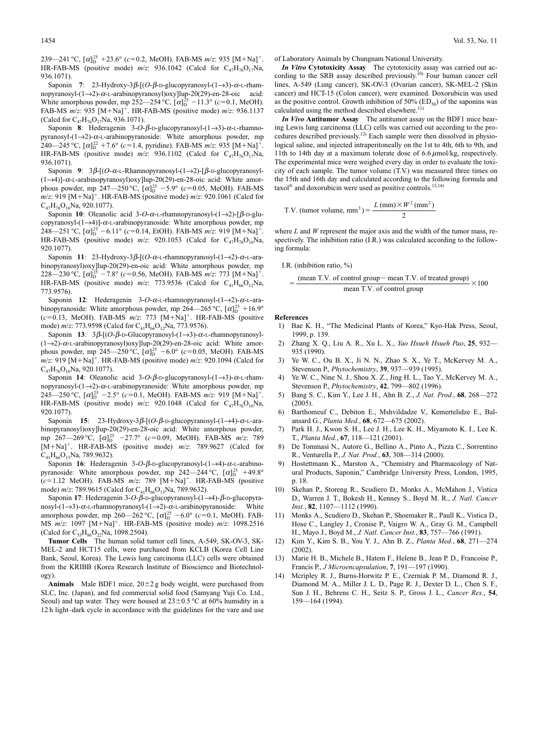239—241 °C, $[\alpha]_D^{25}$ +23.6° ($c$=0.2, MeOH). FAB-MS $m/z$: 935 [M+Na]$^+$. HR-FAB-MS (positive mode) $m/z$: 936.1042 (Calcd for $C_{47}H_{76}O_{17}Na$, 936.1071).

Saponin **7**: 23-Hydroxy-3$\beta$-[($O$-$\beta$-D-glucopyranosyl-(1→3)-$\alpha$-L-rhamnopyranosyl-(1→2)-$\alpha$-L-arabinopyranosyl)oxy]lup-20(29)-en-28-oic acid: White amorphous powder, mp 252—254 °C, $[\alpha]_D^{25}$ −11.3° ($c$=0.1, MeOH). FAB-MS $m/z$: 935 [M+Na]$^+$. HR-FAB-MS (positive mode) $m/z$: 936.1137 (Calcd for $C_{47}H_{76}O_{17}Na$, 936.1071).

Saponin **8**: Hederagenin 3-$O$-$\beta$-D-glucopyranosyl-(1→3)-$\alpha$-L-rhamnopyranosyl-(1→2)-$\alpha$-L-arabinopyranoside: White amorphous powder, mp 240—245 °C, $[\alpha]_D^{22}$ +7.6° ($c$=1.4, pyridine). FAB-MS $m/z$: 935 [M+Na]$^+$. HR-FAB-MS (positive mode) $m/z$: 936.1102 (Calcd for $C_{47}H_{76}O_{17}Na$, 936.1071).

Saponin **9**: 3$\beta$-[($O$-$\alpha$-L-Rhamnopyranosyl-(1→2)-[$\beta$-D-glucopyranosyl-(1→4)]-$\alpha$-L-arabinopyranosyl)oxy]lup-20(29)-en-28-oic acid: White amorphous powder, mp 247—250 °C, $[\alpha]_D^{25}$ −5.9° ($c$=0.05, MeOH). FAB-MS $m/z$: 919 [M+Na]$^+$. HR-FAB-MS (positive mode) $m/z$: 920.1061 (Calcd for $C_{47}H_{76}O_{16}Na$, 920.1077).

Saponin **10**: Oleanolic acid 3-$O$-$\alpha$-L-rhamnopyranosyl-(1→2)-[$\beta$-D-glucopyranosyl-(1→4)]-$\alpha$-L-arabinopyranoside: White amorphous powder, mp 248—251 °C, $[\alpha]_D^{25}$ −6.11° ($c$=0.14, EtOH). FAB-MS $m/z$: 919 [M+Na]$^+$. HR-FAB-MS (positive mode) $m/z$: 920.1053 (Calcd for $C_{47}H_{76}O_{16}Na$, 920.1077).

Saponin **11**: 23-Hydroxy-3$\beta$-[($O$-$\alpha$-L-rhamnopyranosyl-(1→2)-$\alpha$-L-arabinopyranosyl)oxy]lup-20(29)-en-oic acid: White amorphous powder, mp 228—230 °C, $[\alpha]_D^{25}$ −7.8° ($c$=0.56, MeOH). FAB-MS $m/z$: 773 [M+Na]$^+$. HR-FAB-MS (positive mode) $m/z$: 773.9536 (Calcd for $C_{41}H_{66}O_{12}Na$, 773.9576).

Saponin **12**: Hederagenin 3-$O$-$\alpha$-L-rhamnopyranosyl-(1→2)-$\alpha$-L-arabinopyranoside: White amorphous powder, mp 264—265 °C, $[\alpha]_D^{25}$ +16.9° ($c$=0.13, MeOH). FAB-MS $m/z$: 773 [M+Na]$^+$. HR-FAB-MS (positive mode) $m/z$: 773.9598 (Calcd for $C_{41}H_{66}O_{12}Na$, 773.9576).

Saponin **13**: 3$\beta$-[($O$-$\beta$-D-Glucopyranosyl-(1→3)-$\alpha$-L-rhamnopyranosyl-(1→2)-$\alpha$-L-arabinopyranosyl)oxy]lup-20(29)-en-28-oic acid: White amorphous powder, mp 245—250 °C, $[\alpha]_D^{25}$ −6.0° ($c$=0.05, MeOH). FAB-MS $m/z$: 919 [M+Na]$^+$. HR-FAB-MS (positive mode) $m/z$: 920.1094 (Calcd for $C_{47}H_{76}O_{16}Na$, 920.1077).

Saponin **14**: Oleanolic acid 3-$O$-$\beta$-D-glucopyranosyl-(1→3)-$\alpha$-L-rhamnopyranosyl-(1→2)-$\alpha$-L-arabinopyranoside: White amorphous powder, mp 245—250 °C, $[\alpha]_D^{25}$ −2.5° ($c$=0.1, MeOH). FAB-MS $m/z$: 919 [M+Na]$^+$. HR-FAB-MS (positive mode) $m/z$: 920.1048 (Calcd for $C_{47}H_{76}O_{16}Na$, 920.1077).

Saponin **15**: 23-Hydroxy-3$\beta$-[($O$-$\beta$-D-glucopyranosyl-(1→4)-$\alpha$-L-arabinopyranosyl)oxy]lup-20(29)-en-28-oic acid: White amorphous powder, mp 267—269 °C, $[\alpha]_D^{25}$ −27.7° ($c$=0.09, MeOH). FAB-MS $m/z$: 789 [M+Na]$^+$. HR-FAB-MS (positive mode) $m/z$: 789.9627 (Calcd for $C_{41}H_{66}O_{13}Na$, 789.9632).

Saponin **16**: Hederagenin 3-$O$-$\beta$-D-glucopyranosyl-(1→4)-$\alpha$-L-arabinopyranoside: White amorphous powder, mp 242—244 °C, $[\alpha]_D^{25}$ +49.8° ($c$=1.12 MeOH). FAB-MS $m/z$: 789 [M+Na]$^+$. HR-FAB-MS (positive mode) $m/z$: 789.9615 (Calcd for $C_{41}H_{66}O_{13}Na$, 789.9632).

Saponin **17**: Hederagenin 3-$O$-$\beta$-D-glucopyranosyl-(1→4)-$\beta$-D-glucopyranosyl-(1→3)-$\alpha$-L-rhamnopyranosyl-(1→2)-$\alpha$-L-arabinopyranoside: White amorphous powder, mp 260—262 °C, $[\alpha]_D^{25}$ −6.0° ($c$=0.1, MeOH). FAB-MS $m/z$: 1097 [M+Na]$^+$. HR-FAB-MS (positive mode) $m/z$: 1098.2516 (Calcd for $C_{53}H_{86}O_{22}Na$, 1098.2504).

**Tumor Cells** The human solid tumor cell lines, A-549, SK-OV-3, SK-MEL-2 and HCT15 cells, were purchased from KCLB (Korea Cell Line Bank, Seoul, Korea). The Lewis lung carcinoma (LLC) cells were obtained from the KRIBB (Korea Research Institute of Bioscience and Biotechnology).

**Animals** Male BDF1 mice, 20±2 g body weight, were purchased from SLC, Inc. (Japan), and fed commercial solid food (Samyang Yuji Co. Ltd., Seoul) and tap water. They were housed at 23±0.5 °C at 60% humidity in a 12 h light–dark cycle in accordance with the guidelines for the vare and use of Laboratory Animals by Chungnam National University.

***In Vitro* Cytotoxicity Assay** The cytotoxicity assay was carried out according to the SRB assay described previously.[10] Four human cancer cell lines, A-549 (Lung cancer), SK-OV-3 (Ovarian cancer), SK-MEL-2 (Skin cancer) and HCT-15 (Colon cancer), were examined. Doxorubicin was used as the positive control. Growth inhibition of 50% ($ED_{50}$) of the saponins was calculated using the method described elsewhere.[11]

***In Vivo* Antitumor Assay** The antitumor assay on the BDF1 mice bearing Lewis lung carcinoma (LLC) cells was carried out according to the procedures described previously.[12] Each sample were then dissolved in physiological saline, and injected intraperitoneally on the 1st to 4th, 6th to 9th, and 11th to 14th day at a maximum tolerate dose of 6.6 $\mu$mol/kg, respectively. The experimental mice were weighed every day in order to evaluate the toxicity of each sample. The tumor volume (T.V.) was measured three times on the 15th and 16th day and calculated according to the following formula and taxol® and doxorubicin were used as positive controls.[13,14]

$$\text{T.V. (tumor volume, mm}^3\text{)} = \frac{L\,(\text{mm}) \times W^2\,(\text{mm}^2)}{2}$$

where $L$ and $W$ represent the major axis and the width of the tumor mass, respectively. The inhibition ratio (I.R.) was calculated according to the following formula:

$$\text{I.R. (inhibition ratio, \%)} = \frac{(\text{mean T.V. of control group} - \text{mean T.V. of treated group})}{\text{mean T.V. of control group}} \times 100$$

## References

1) Bae K. H., "The Medicinal Plants of Korea," Kyo-Hak Press, Seoul, 1999, p. 139.
2) Zhang X. Q., Liu A. R., Xu L. X., *Yao Hsueh Hsueh Pao*, **25**, 932—935 (1990).
3) Ye W. C., Ou B. X., Ji N. N., Zhao S. X., Ye T., McKervey M. A., Stevenson P., *Phytochemistry*, **39**, 937—939 (1995).
4) Ye W. C., Nine N. J., Shou X. Z., Jing H. L., Tao Y., McKervey M. A., Stevenson P., *Phytochemistry*, **42**, 799—802 (1996).
5) Bang S. C., Kim Y., Lee J. H., Ahn B. Z., *J. Nat. Prod.*, **68**, 268—272 (2005).
6) Barthomeuf C., Debiton E., Mshvildadze V., Kemertelidze E., Balansard G., *Planta Med.*, **68**, 672—675 (2002).
7) Park H. J., Kwon S. H., Lee J. H., Lee K. H., Miyamoto K. I., Lee K. T., *Planta Med.*, **67**, 118—121 (2001).
8) De Tommasi N., Autore G., Bellino A., Pinto A., Pizza C., Sorrentino R., Venturella P., *J. Nat. Prod.*, **63**, 308—314 (2000).
9) Hostettmann K., Marston A., "Chemistry and Pharmacology of Natural Products, Saponin," Cambridge University Press, London, 1995, p. 18.
10) Skehan P., Storeng R., Scudiero D., Monks A., McMahon J., Vistica D., Warren J. T., Bokesh H., Kenney S., Boyd M. R., *J. Natl. Cancer Inst.*, **82**, 1107—1112 (1990).
11) Monks A., Scudiero D., Skehan P., Shoemaker R., Paull K., Vistica D., Hose C., Langley J., Cronise P., Vaigro W. A., Gray G. M., Campbell H., Mayo J., Boyd M., *J. Natl. Cancer Inst.*, **83**, 757—766 (1991).
12) Kim Y., Kim S. B., You Y. J., Ahn B. Z., *Planta Med.*, **68**, 271—274 (2002).
13) Marie H. B., Michele B., Hatem F., Helene B., Jean P. D., Francoise P., Francis P., *J Microencapsulation*, **7**, 191—197 (1990).
14) Mcripley R. J., Burns-Horwitz P. E., Czerniak P. M., Diamond R. J., Diamond M. A., Miller J. L. D., Page R. J., Dexter D. L., Chen S. F., Sun J. H., Behrens C. H., Seitz S. P., Gross J. L., *Cancer Res.*, **54**, 159—164 (1994).